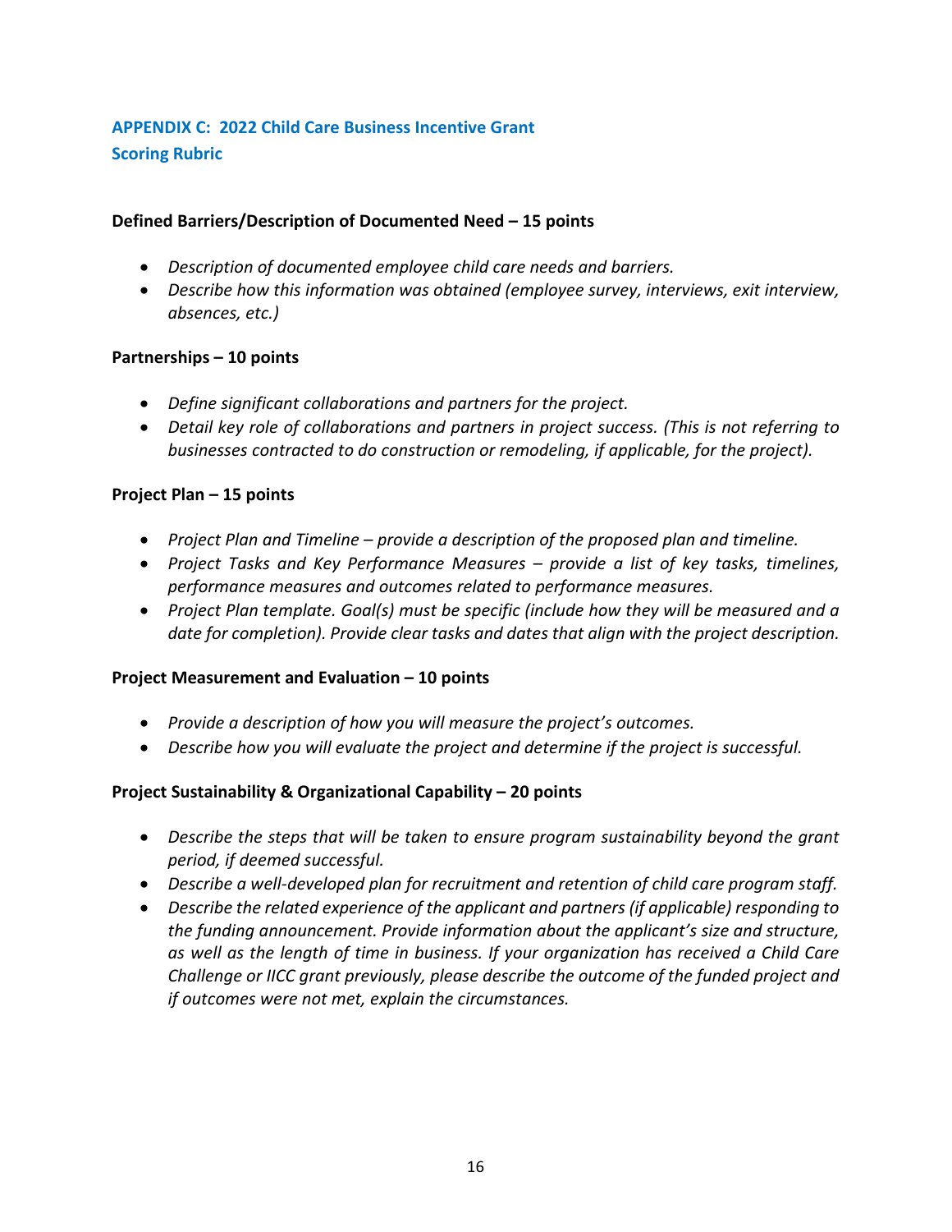## APPENDIX C: 2022 Child Care Business Incentive Grant
## Scoring Rubric

**Defined Barriers/Description of Documented Need – 15 points**

- *Description of documented employee child care needs and barriers.*
- *Describe how this information was obtained (employee survey, interviews, exit interview, absences, etc.)*

**Partnerships – 10 points**

- *Define significant collaborations and partners for the project.*
- *Detail key role of collaborations and partners in project success. (This is not referring to businesses contracted to do construction or remodeling, if applicable, for the project).*

**Project Plan – 15 points**

- *Project Plan and Timeline – provide a description of the proposed plan and timeline.*
- *Project Tasks and Key Performance Measures – provide a list of key tasks, timelines, performance measures and outcomes related to performance measures.*
- *Project Plan template. Goal(s) must be specific (include how they will be measured and a date for completion). Provide clear tasks and dates that align with the project description.*

**Project Measurement and Evaluation – 10 points**

- *Provide a description of how you will measure the project's outcomes.*
- *Describe how you will evaluate the project and determine if the project is successful.*

**Project Sustainability & Organizational Capability – 20 points**

- *Describe the steps that will be taken to ensure program sustainability beyond the grant period, if deemed successful.*
- *Describe a well-developed plan for recruitment and retention of child care program staff.*
- *Describe the related experience of the applicant and partners (if applicable) responding to the funding announcement. Provide information about the applicant's size and structure, as well as the length of time in business. If your organization has received a Child Care Challenge or IICC grant previously, please describe the outcome of the funded project and if outcomes were not met, explain the circumstances.*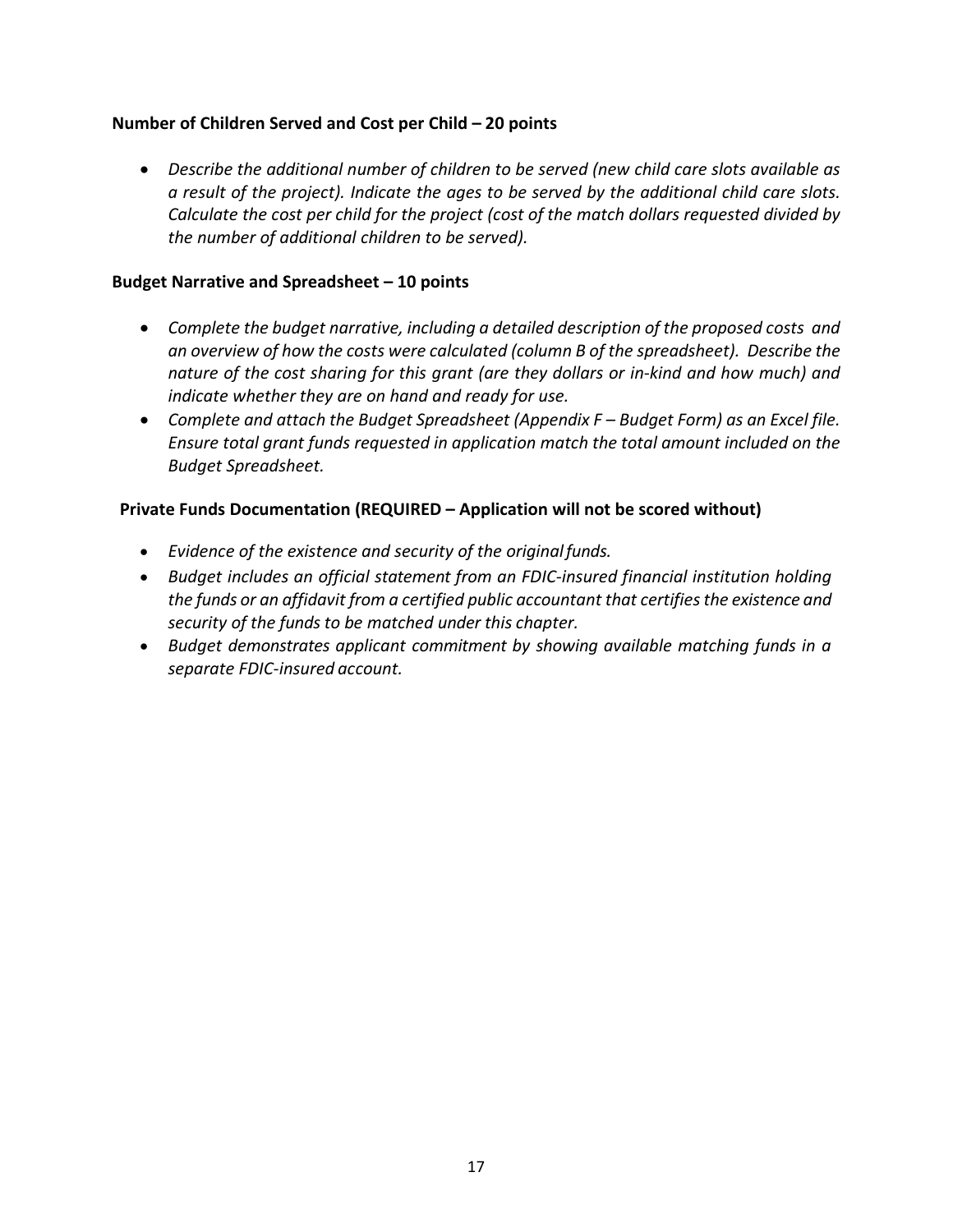**Number of Children Served and Cost per Child – 20 points**

- *Describe the additional number of children to be served (new child care slots available as a result of the project). Indicate the ages to be served by the additional child care slots. Calculate the cost per child for the project (cost of the match dollars requested divided by the number of additional children to be served).*

**Budget Narrative and Spreadsheet – 10 points**

- *Complete the budget narrative, including a detailed description of the proposed costs and an overview of how the costs were calculated (column B of the spreadsheet). Describe the nature of the cost sharing for this grant (are they dollars or in-kind and how much) and indicate whether they are on hand and ready for use.*
- *Complete and attach the Budget Spreadsheet (Appendix F – Budget Form) as an Excel file. Ensure total grant funds requested in application match the total amount included on the Budget Spreadsheet.*

**Private Funds Documentation (REQUIRED – Application will not be scored without)**

- *Evidence of the existence and security of the original funds.*
- *Budget includes an official statement from an FDIC-insured financial institution holding the funds or an affidavit from a certified public accountant that certifies the existence and security of the funds to be matched under this chapter.*
- *Budget demonstrates applicant commitment by showing available matching funds in a separate FDIC-insured account.*